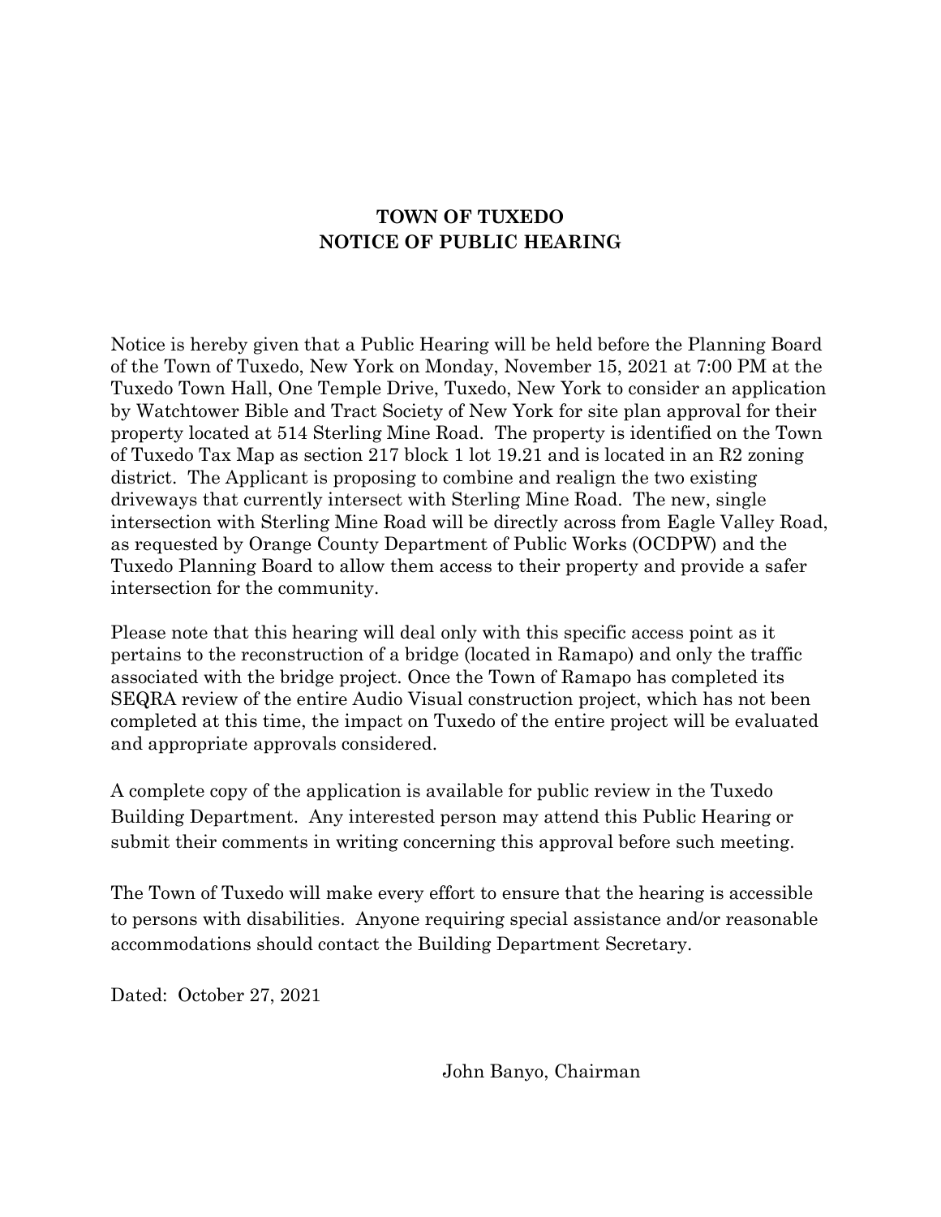# TOWN OF TUXEDO
# NOTICE OF PUBLIC HEARING

Notice is hereby given that a Public Hearing will be held before the Planning Board of the Town of Tuxedo, New York on Monday, November 15, 2021 at 7:00 PM at the Tuxedo Town Hall, One Temple Drive, Tuxedo, New York to consider an application by Watchtower Bible and Tract Society of New York for site plan approval for their property located at 514 Sterling Mine Road. The property is identified on the Town of Tuxedo Tax Map as section 217 block 1 lot 19.21 and is located in an R2 zoning district. The Applicant is proposing to combine and realign the two existing driveways that currently intersect with Sterling Mine Road. The new, single intersection with Sterling Mine Road will be directly across from Eagle Valley Road, as requested by Orange County Department of Public Works (OCDPW) and the Tuxedo Planning Board to allow them access to their property and provide a safer intersection for the community.

Please note that this hearing will deal only with this specific access point as it pertains to the reconstruction of a bridge (located in Ramapo) and only the traffic associated with the bridge project. Once the Town of Ramapo has completed its SEQRA review of the entire Audio Visual construction project, which has not been completed at this time, the impact on Tuxedo of the entire project will be evaluated and appropriate approvals considered.

A complete copy of the application is available for public review in the Tuxedo Building Department. Any interested person may attend this Public Hearing or submit their comments in writing concerning this approval before such meeting.

The Town of Tuxedo will make every effort to ensure that the hearing is accessible to persons with disabilities. Anyone requiring special assistance and/or reasonable accommodations should contact the Building Department Secretary.

Dated: October 27, 2021

John Banyo, Chairman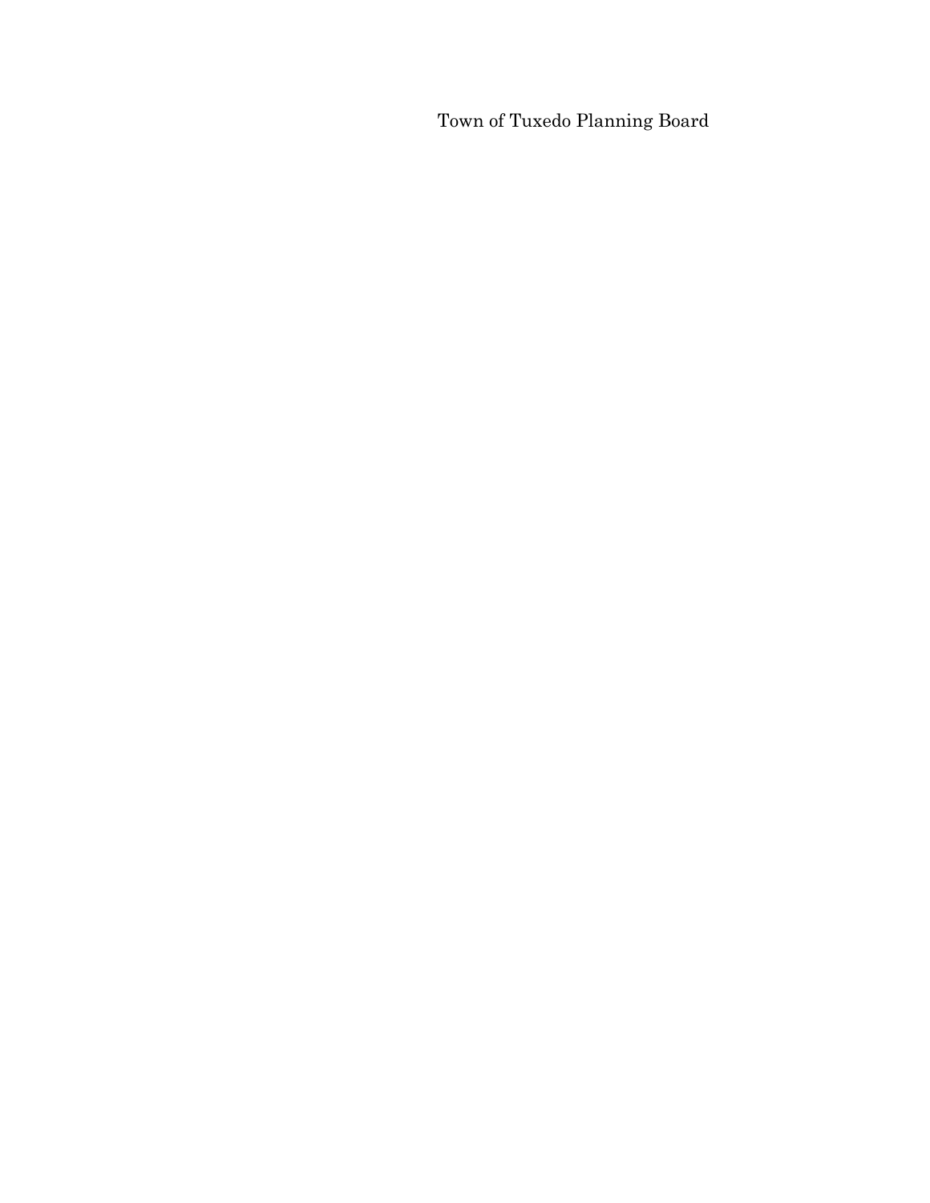Town of Tuxedo Planning Board